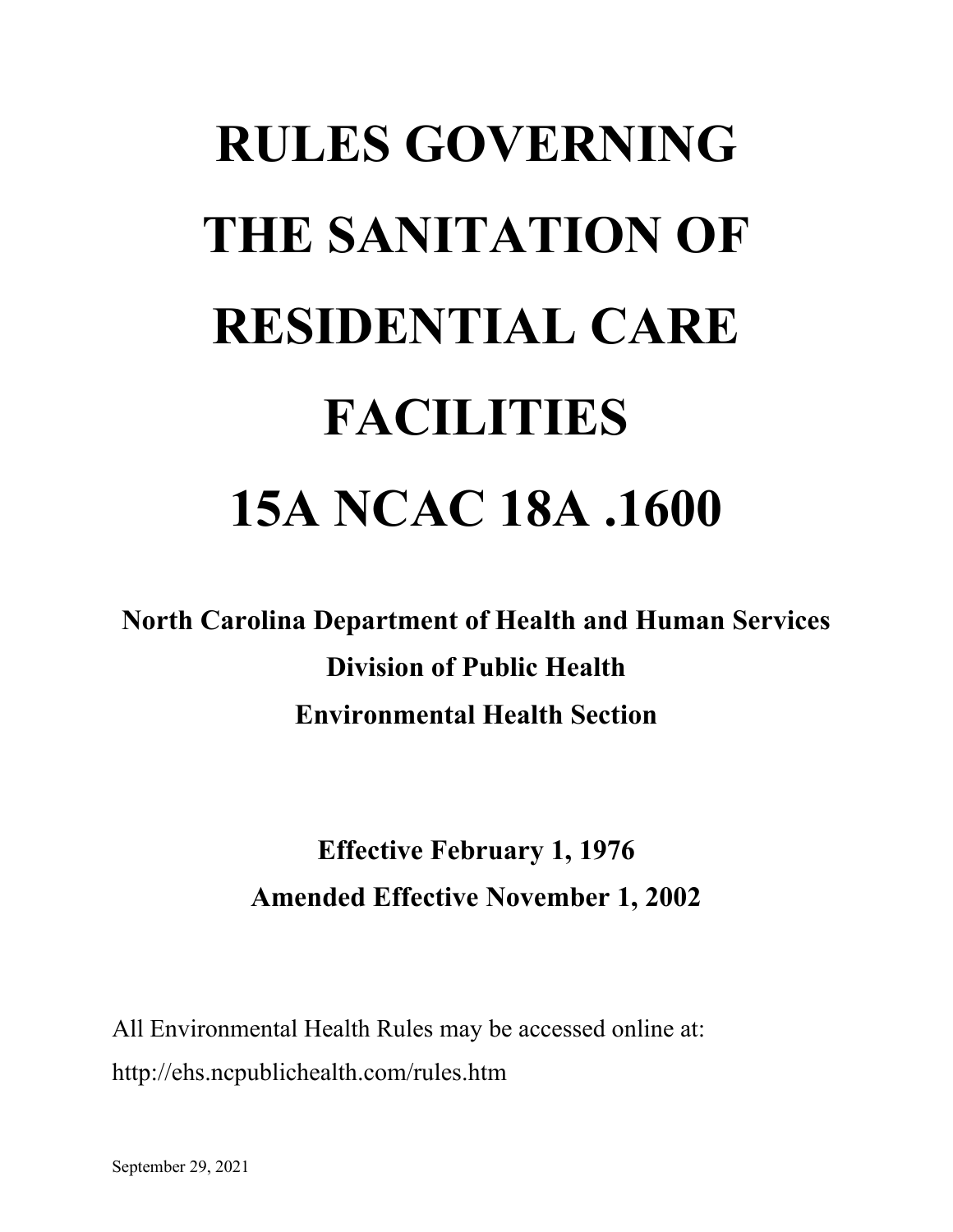# RULES GOVERNING THE SANITATION OF RESIDENTIAL CARE FACILITIES

# 15A NCAC 18A .1600

**North Carolina Department of Health and Human Services**

**Division of Public Health**

**Environmental Health Section**

**Effective February 1, 1976**

**Amended Effective November 1, 2002**

All Environmental Health Rules may be accessed online at:

http://ehs.ncpublichealth.com/rules.htm

September 29, 2021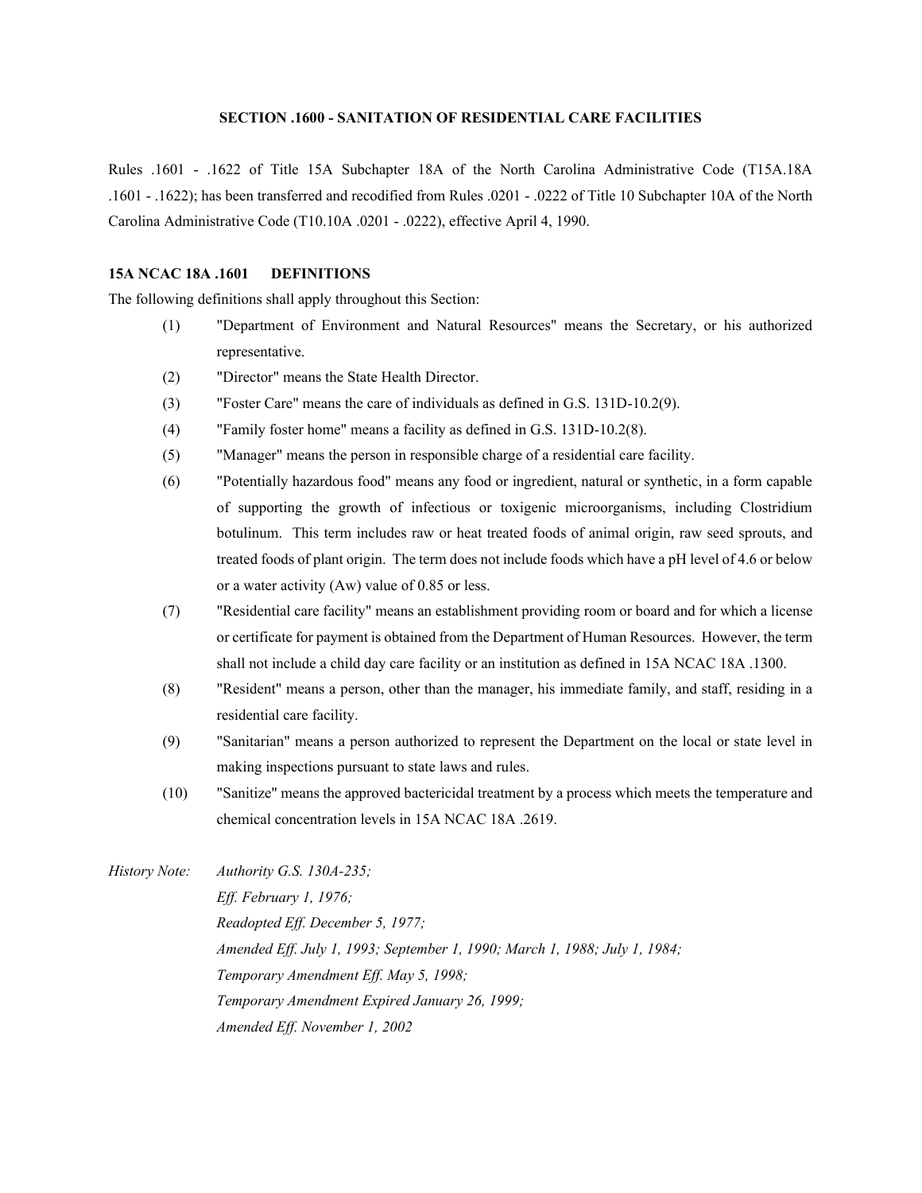### SECTION .1600 - SANITATION OF RESIDENTIAL CARE FACILITIES

Rules .1601 - .1622 of Title 15A Subchapter 18A of the North Carolina Administrative Code (T15A.18A .1601 - .1622); has been transferred and recodified from Rules .0201 - .0222 of Title 10 Subchapter 10A of the North Carolina Administrative Code (T10.10A .0201 - .0222), effective April 4, 1990.

**15A NCAC 18A .1601 DEFINITIONS**

The following definitions shall apply throughout this Section:

(1) "Department of Environment and Natural Resources" means the Secretary, or his authorized representative.

(2) "Director" means the State Health Director.

(3) "Foster Care" means the care of individuals as defined in G.S. 131D-10.2(9).

(4) "Family foster home" means a facility as defined in G.S. 131D-10.2(8).

(5) "Manager" means the person in responsible charge of a residential care facility.

(6) "Potentially hazardous food" means any food or ingredient, natural or synthetic, in a form capable of supporting the growth of infectious or toxigenic microorganisms, including Clostridium botulinum. This term includes raw or heat treated foods of animal origin, raw seed sprouts, and treated foods of plant origin. The term does not include foods which have a pH level of 4.6 or below or a water activity (Aw) value of 0.85 or less.

(7) "Residential care facility" means an establishment providing room or board and for which a license or certificate for payment is obtained from the Department of Human Resources. However, the term shall not include a child day care facility or an institution as defined in 15A NCAC 18A .1300.

(8) "Resident" means a person, other than the manager, his immediate family, and staff, residing in a residential care facility.

(9) "Sanitarian" means a person authorized to represent the Department on the local or state level in making inspections pursuant to state laws and rules.

(10) "Sanitize" means the approved bactericidal treatment by a process which meets the temperature and chemical concentration levels in 15A NCAC 18A .2619.

*History Note: Authority G.S. 130A-235;*
*Eff. February 1, 1976;*
*Readopted Eff. December 5, 1977;*
*Amended Eff. July 1, 1993; September 1, 1990; March 1, 1988; July 1, 1984;*
*Temporary Amendment Eff. May 5, 1998;*
*Temporary Amendment Expired January 26, 1999;*
*Amended Eff. November 1, 2002*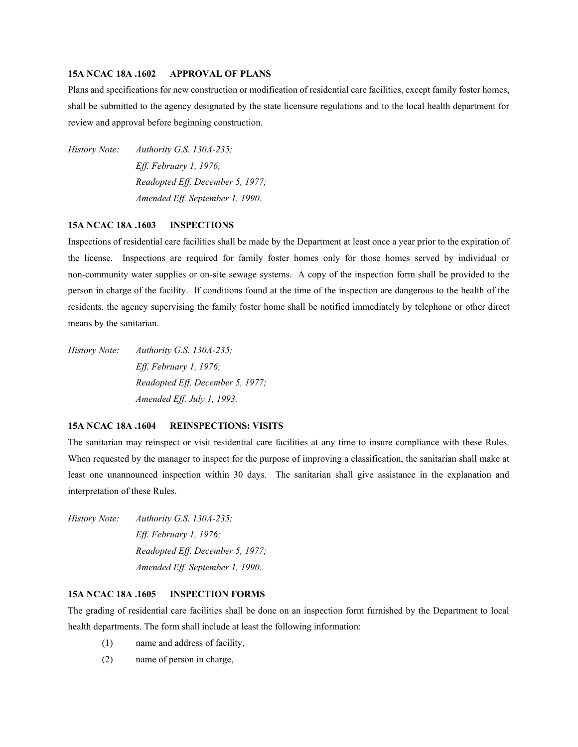### 15A NCAC 18A .1602 APPROVAL OF PLANS

Plans and specifications for new construction or modification of residential care facilities, except family foster homes, shall be submitted to the agency designated by the state licensure regulations and to the local health department for review and approval before beginning construction.

*History Note: Authority G.S. 130A-235;*
*Eff. February 1, 1976;*
*Readopted Eff. December 5, 1977;*
*Amended Eff. September 1, 1990.*

### 15A NCAC 18A .1603 INSPECTIONS

Inspections of residential care facilities shall be made by the Department at least once a year prior to the expiration of the license. Inspections are required for family foster homes only for those homes served by individual or non-community water supplies or on-site sewage systems. A copy of the inspection form shall be provided to the person in charge of the facility. If conditions found at the time of the inspection are dangerous to the health of the residents, the agency supervising the family foster home shall be notified immediately by telephone or other direct means by the sanitarian.

*History Note: Authority G.S. 130A-235;*
*Eff. February 1, 1976;*
*Readopted Eff. December 5, 1977;*
*Amended Eff. July 1, 1993.*

### 15A NCAC 18A .1604 REINSPECTIONS: VISITS

The sanitarian may reinspect or visit residential care facilities at any time to insure compliance with these Rules. When requested by the manager to inspect for the purpose of improving a classification, the sanitarian shall make at least one unannounced inspection within 30 days. The sanitarian shall give assistance in the explanation and interpretation of these Rules.

*History Note: Authority G.S. 130A-235;*
*Eff. February 1, 1976;*
*Readopted Eff. December 5, 1977;*
*Amended Eff. September 1, 1990.*

### 15A NCAC 18A .1605 INSPECTION FORMS

The grading of residential care facilities shall be done on an inspection form furnished by the Department to local health departments. The form shall include at least the following information:

(1) name and address of facility,

(2) name of person in charge,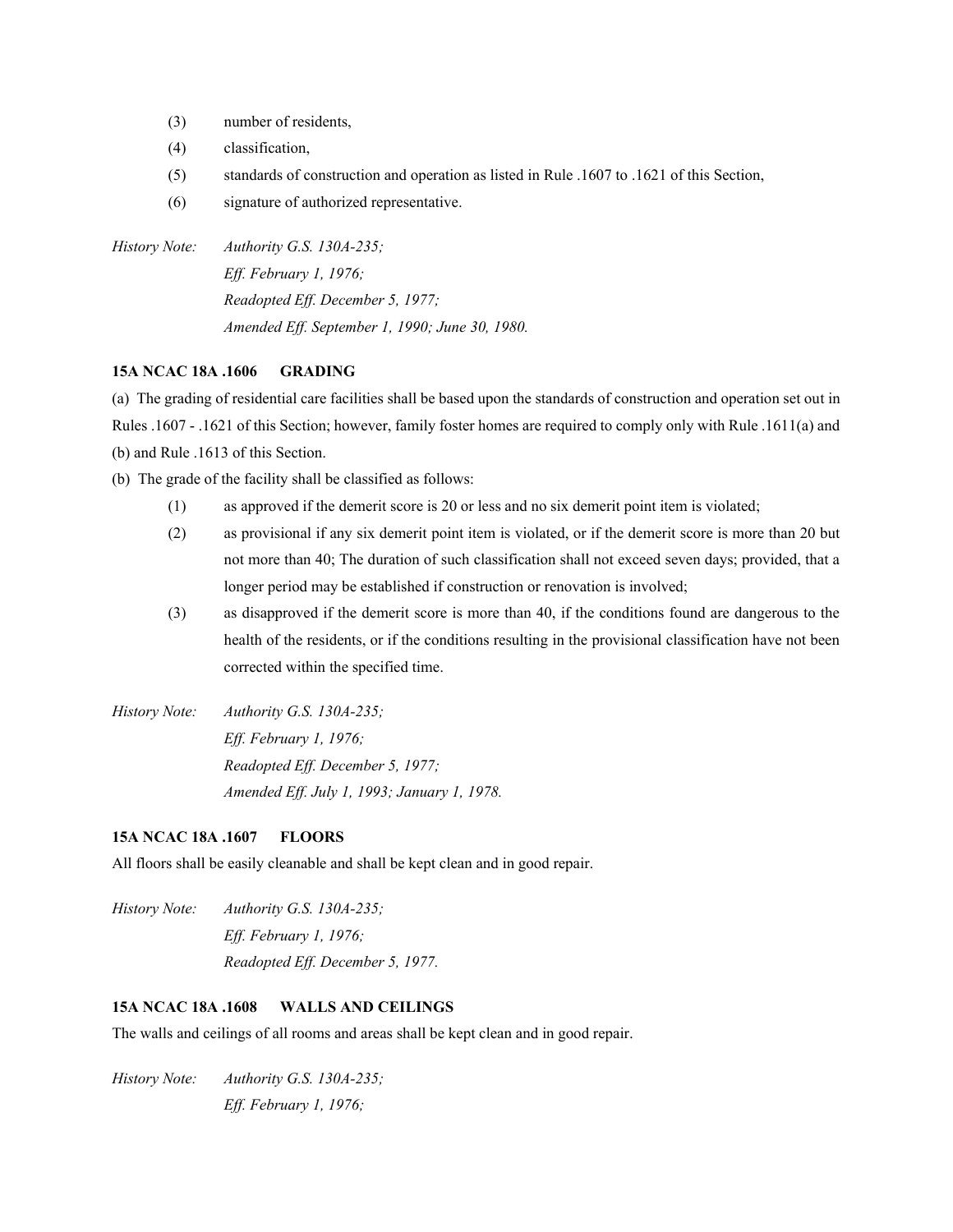(3) number of residents,

(4) classification,

(5) standards of construction and operation as listed in Rule .1607 to .1621 of this Section,

(6) signature of authorized representative.

*History Note: Authority G.S. 130A-235;*
*Eff. February 1, 1976;*
*Readopted Eff. December 5, 1977;*
*Amended Eff. September 1, 1990; June 30, 1980.*

**15A NCAC 18A .1606 GRADING**

(a) The grading of residential care facilities shall be based upon the standards of construction and operation set out in Rules .1607 - .1621 of this Section; however, family foster homes are required to comply only with Rule .1611(a) and (b) and Rule .1613 of this Section.

(b) The grade of the facility shall be classified as follows:

(1) as approved if the demerit score is 20 or less and no six demerit point item is violated;

(2) as provisional if any six demerit point item is violated, or if the demerit score is more than 20 but not more than 40; The duration of such classification shall not exceed seven days; provided, that a longer period may be established if construction or renovation is involved;

(3) as disapproved if the demerit score is more than 40, if the conditions found are dangerous to the health of the residents, or if the conditions resulting in the provisional classification have not been corrected within the specified time.

*History Note: Authority G.S. 130A-235;*
*Eff. February 1, 1976;*
*Readopted Eff. December 5, 1977;*
*Amended Eff. July 1, 1993; January 1, 1978.*

**15A NCAC 18A .1607 FLOORS**

All floors shall be easily cleanable and shall be kept clean and in good repair.

*History Note: Authority G.S. 130A-235;*
*Eff. February 1, 1976;*
*Readopted Eff. December 5, 1977.*

**15A NCAC 18A .1608 WALLS AND CEILINGS**

The walls and ceilings of all rooms and areas shall be kept clean and in good repair.

*History Note: Authority G.S. 130A-235;*
*Eff. February 1, 1976;*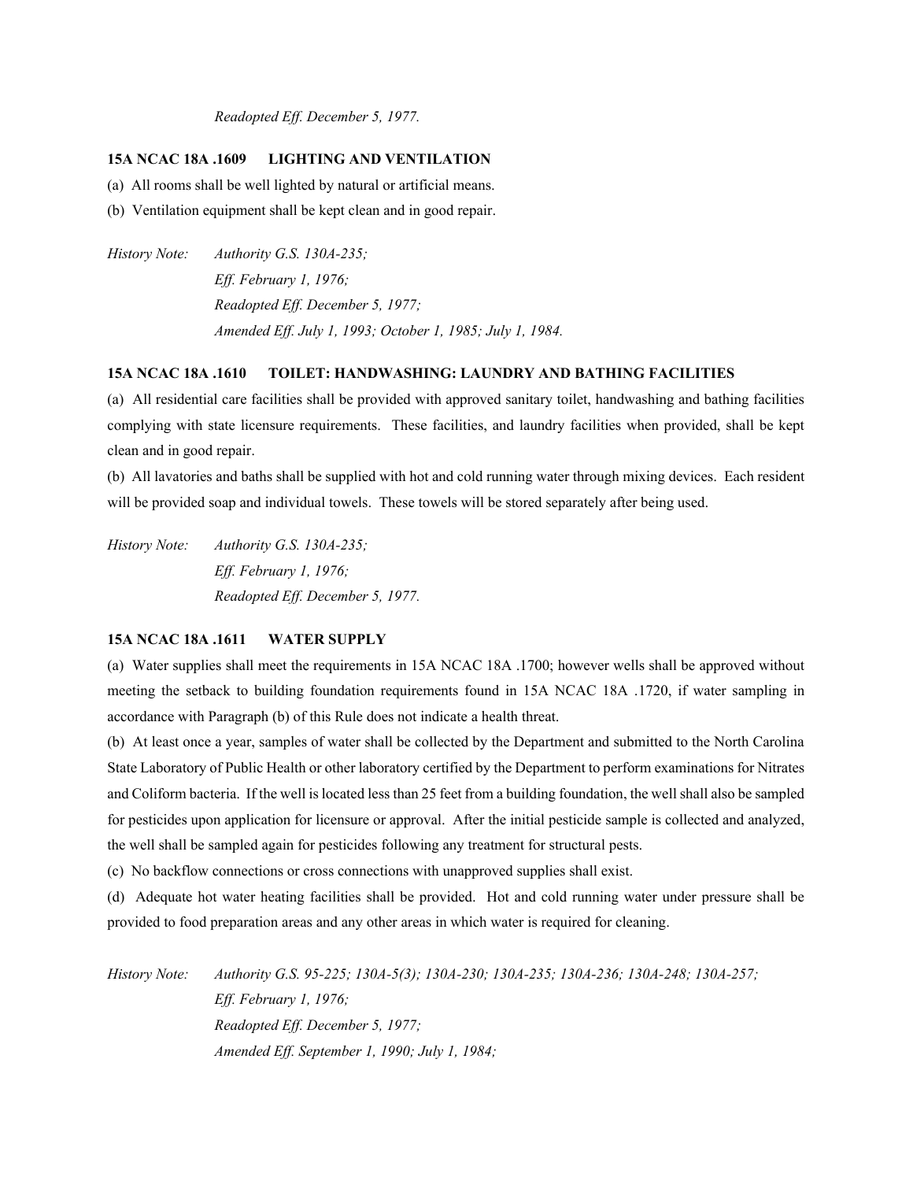*Readopted Eff. December 5, 1977.*

### 15A NCAC 18A .1609 LIGHTING AND VENTILATION

(a) All rooms shall be well lighted by natural or artificial means.

(b) Ventilation equipment shall be kept clean and in good repair.

*History Note: Authority G.S. 130A-235;*
*Eff. February 1, 1976;*
*Readopted Eff. December 5, 1977;*
*Amended Eff. July 1, 1993; October 1, 1985; July 1, 1984.*

### 15A NCAC 18A .1610 TOILET: HANDWASHING: LAUNDRY AND BATHING FACILITIES

(a) All residential care facilities shall be provided with approved sanitary toilet, handwashing and bathing facilities complying with state licensure requirements. These facilities, and laundry facilities when provided, shall be kept clean and in good repair.

(b) All lavatories and baths shall be supplied with hot and cold running water through mixing devices. Each resident will be provided soap and individual towels. These towels will be stored separately after being used.

*History Note: Authority G.S. 130A-235;*
*Eff. February 1, 1976;*
*Readopted Eff. December 5, 1977.*

### 15A NCAC 18A .1611 WATER SUPPLY

(a) Water supplies shall meet the requirements in 15A NCAC 18A .1700; however wells shall be approved without meeting the setback to building foundation requirements found in 15A NCAC 18A .1720, if water sampling in accordance with Paragraph (b) of this Rule does not indicate a health threat.

(b) At least once a year, samples of water shall be collected by the Department and submitted to the North Carolina State Laboratory of Public Health or other laboratory certified by the Department to perform examinations for Nitrates and Coliform bacteria. If the well is located less than 25 feet from a building foundation, the well shall also be sampled for pesticides upon application for licensure or approval. After the initial pesticide sample is collected and analyzed, the well shall be sampled again for pesticides following any treatment for structural pests.

(c) No backflow connections or cross connections with unapproved supplies shall exist.

(d) Adequate hot water heating facilities shall be provided. Hot and cold running water under pressure shall be provided to food preparation areas and any other areas in which water is required for cleaning.

*History Note: Authority G.S. 95-225; 130A-5(3); 130A-230; 130A-235; 130A-236; 130A-248; 130A-257;*
*Eff. February 1, 1976;*
*Readopted Eff. December 5, 1977;*
*Amended Eff. September 1, 1990; July 1, 1984;*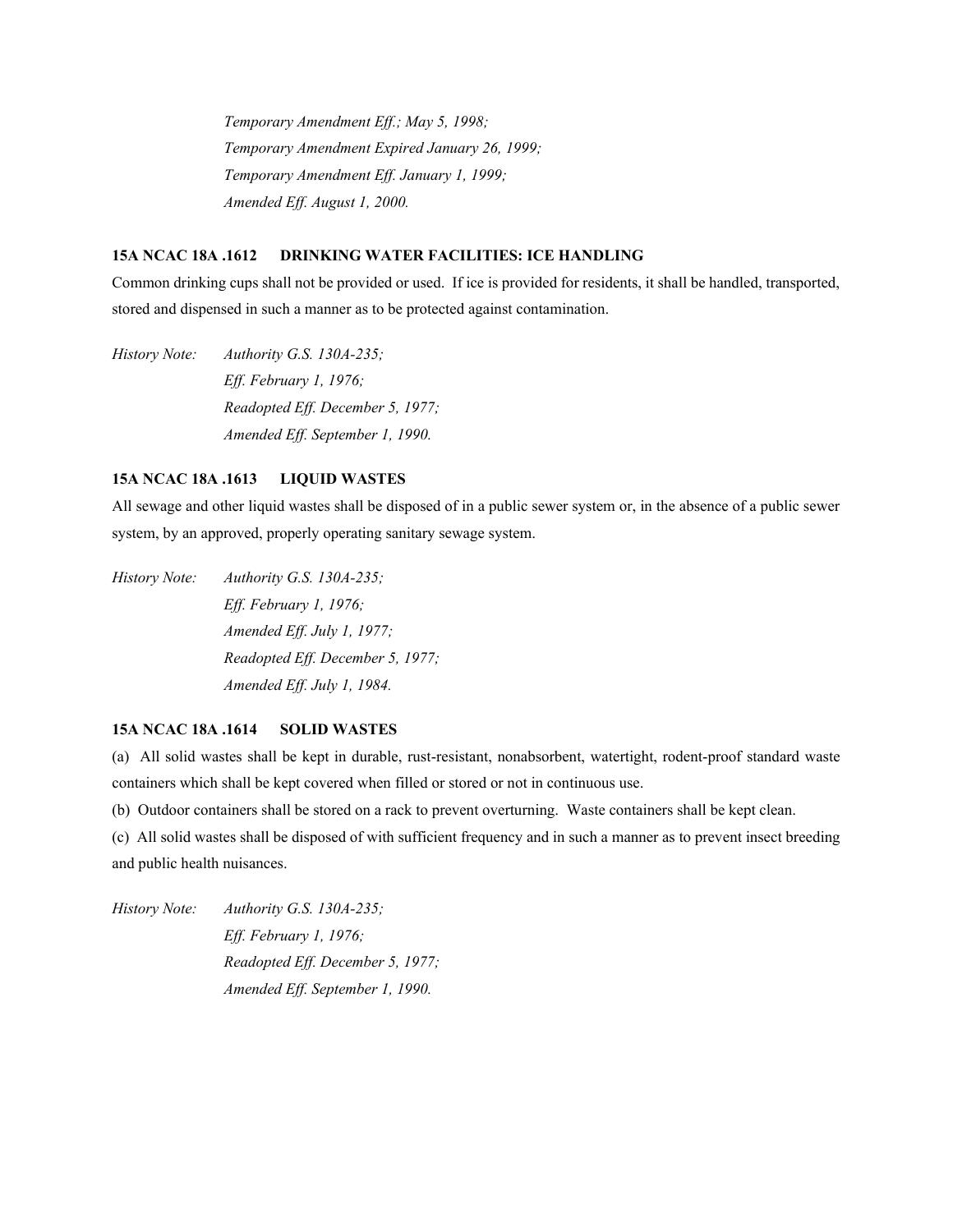*Temporary Amendment Eff.; May 5, 1998;*
*Temporary Amendment Expired January 26, 1999;*
*Temporary Amendment Eff. January 1, 1999;*
*Amended Eff. August 1, 2000.*

**15A NCAC 18A .1612 DRINKING WATER FACILITIES: ICE HANDLING**

Common drinking cups shall not be provided or used. If ice is provided for residents, it shall be handled, transported, stored and dispensed in such a manner as to be protected against contamination.

*History Note: Authority G.S. 130A-235;*
*Eff. February 1, 1976;*
*Readopted Eff. December 5, 1977;*
*Amended Eff. September 1, 1990.*

**15A NCAC 18A .1613 LIQUID WASTES**

All sewage and other liquid wastes shall be disposed of in a public sewer system or, in the absence of a public sewer system, by an approved, properly operating sanitary sewage system.

*History Note: Authority G.S. 130A-235;*
*Eff. February 1, 1976;*
*Amended Eff. July 1, 1977;*
*Readopted Eff. December 5, 1977;*
*Amended Eff. July 1, 1984.*

**15A NCAC 18A .1614 SOLID WASTES**

(a) All solid wastes shall be kept in durable, rust-resistant, nonabsorbent, watertight, rodent-proof standard waste containers which shall be kept covered when filled or stored or not in continuous use.

(b) Outdoor containers shall be stored on a rack to prevent overturning. Waste containers shall be kept clean.

(c) All solid wastes shall be disposed of with sufficient frequency and in such a manner as to prevent insect breeding and public health nuisances.

*History Note: Authority G.S. 130A-235;*
*Eff. February 1, 1976;*
*Readopted Eff. December 5, 1977;*
*Amended Eff. September 1, 1990.*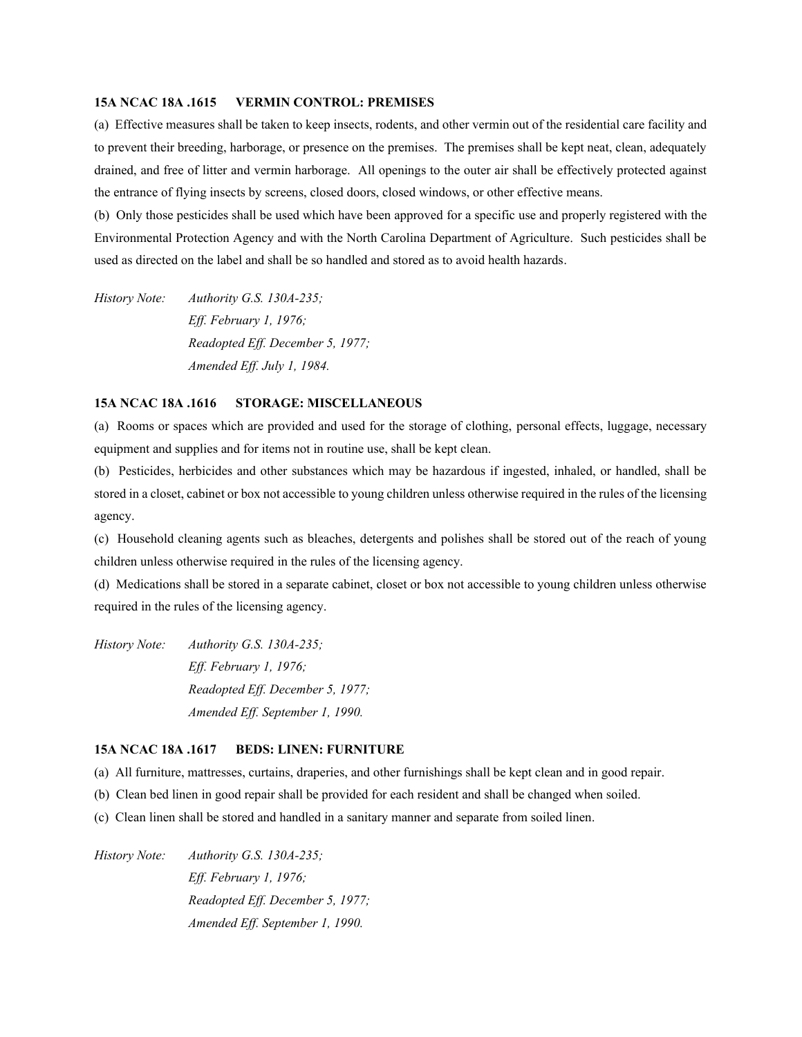### 15A NCAC 18A .1615 VERMIN CONTROL: PREMISES

(a) Effective measures shall be taken to keep insects, rodents, and other vermin out of the residential care facility and to prevent their breeding, harborage, or presence on the premises. The premises shall be kept neat, clean, adequately drained, and free of litter and vermin harborage. All openings to the outer air shall be effectively protected against the entrance of flying insects by screens, closed doors, closed windows, or other effective means.

(b) Only those pesticides shall be used which have been approved for a specific use and properly registered with the Environmental Protection Agency and with the North Carolina Department of Agriculture. Such pesticides shall be used as directed on the label and shall be so handled and stored as to avoid health hazards.

*History Note: Authority G.S. 130A-235;*
*Eff. February 1, 1976;*
*Readopted Eff. December 5, 1977;*
*Amended Eff. July 1, 1984.*

### 15A NCAC 18A .1616 STORAGE: MISCELLANEOUS

(a) Rooms or spaces which are provided and used for the storage of clothing, personal effects, luggage, necessary equipment and supplies and for items not in routine use, shall be kept clean.

(b) Pesticides, herbicides and other substances which may be hazardous if ingested, inhaled, or handled, shall be stored in a closet, cabinet or box not accessible to young children unless otherwise required in the rules of the licensing agency.

(c) Household cleaning agents such as bleaches, detergents and polishes shall be stored out of the reach of young children unless otherwise required in the rules of the licensing agency.

(d) Medications shall be stored in a separate cabinet, closet or box not accessible to young children unless otherwise required in the rules of the licensing agency.

*History Note: Authority G.S. 130A-235;*
*Eff. February 1, 1976;*
*Readopted Eff. December 5, 1977;*
*Amended Eff. September 1, 1990.*

### 15A NCAC 18A .1617 BEDS: LINEN: FURNITURE

(a) All furniture, mattresses, curtains, draperies, and other furnishings shall be kept clean and in good repair.

(b) Clean bed linen in good repair shall be provided for each resident and shall be changed when soiled.

(c) Clean linen shall be stored and handled in a sanitary manner and separate from soiled linen.

*History Note: Authority G.S. 130A-235;*
*Eff. February 1, 1976;*
*Readopted Eff. December 5, 1977;*
*Amended Eff. September 1, 1990.*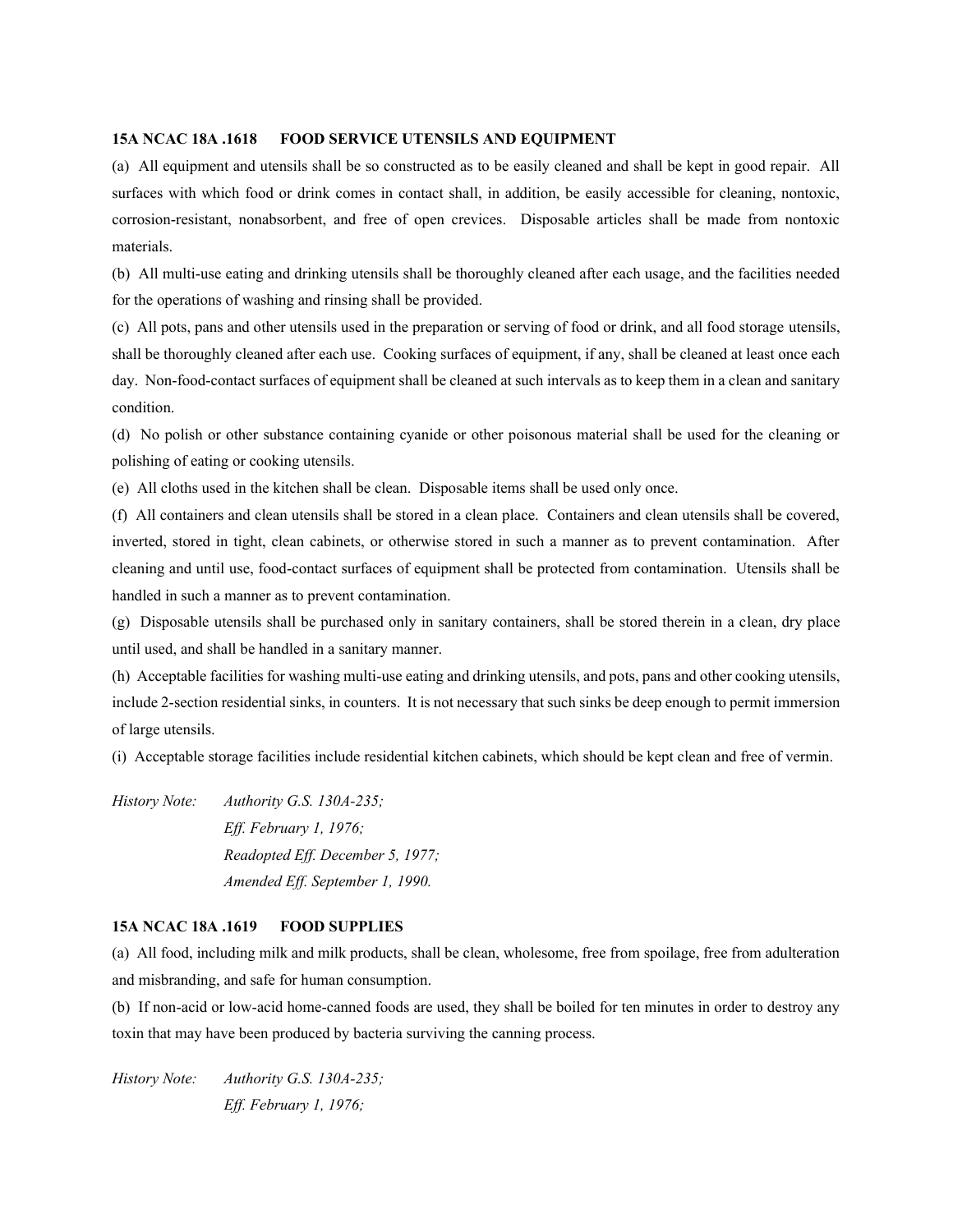**15A NCAC 18A .1618 FOOD SERVICE UTENSILS AND EQUIPMENT**

(a) All equipment and utensils shall be so constructed as to be easily cleaned and shall be kept in good repair. All surfaces with which food or drink comes in contact shall, in addition, be easily accessible for cleaning, nontoxic, corrosion-resistant, nonabsorbent, and free of open crevices. Disposable articles shall be made from nontoxic materials.

(b) All multi-use eating and drinking utensils shall be thoroughly cleaned after each usage, and the facilities needed for the operations of washing and rinsing shall be provided.

(c) All pots, pans and other utensils used in the preparation or serving of food or drink, and all food storage utensils, shall be thoroughly cleaned after each use. Cooking surfaces of equipment, if any, shall be cleaned at least once each day. Non-food-contact surfaces of equipment shall be cleaned at such intervals as to keep them in a clean and sanitary condition.

(d) No polish or other substance containing cyanide or other poisonous material shall be used for the cleaning or polishing of eating or cooking utensils.

(e) All cloths used in the kitchen shall be clean. Disposable items shall be used only once.

(f) All containers and clean utensils shall be stored in a clean place. Containers and clean utensils shall be covered, inverted, stored in tight, clean cabinets, or otherwise stored in such a manner as to prevent contamination. After cleaning and until use, food-contact surfaces of equipment shall be protected from contamination. Utensils shall be handled in such a manner as to prevent contamination.

(g) Disposable utensils shall be purchased only in sanitary containers, shall be stored therein in a clean, dry place until used, and shall be handled in a sanitary manner.

(h) Acceptable facilities for washing multi-use eating and drinking utensils, and pots, pans and other cooking utensils, include 2-section residential sinks, in counters. It is not necessary that such sinks be deep enough to permit immersion of large utensils.

(i) Acceptable storage facilities include residential kitchen cabinets, which should be kept clean and free of vermin.

*History Note: Authority G.S. 130A-235;*
*Eff. February 1, 1976;*
*Readopted Eff. December 5, 1977;*
*Amended Eff. September 1, 1990.*

**15A NCAC 18A .1619 FOOD SUPPLIES**

(a) All food, including milk and milk products, shall be clean, wholesome, free from spoilage, free from adulteration and misbranding, and safe for human consumption.

(b) If non-acid or low-acid home-canned foods are used, they shall be boiled for ten minutes in order to destroy any toxin that may have been produced by bacteria surviving the canning process.

*History Note: Authority G.S. 130A-235;*
*Eff. February 1, 1976;*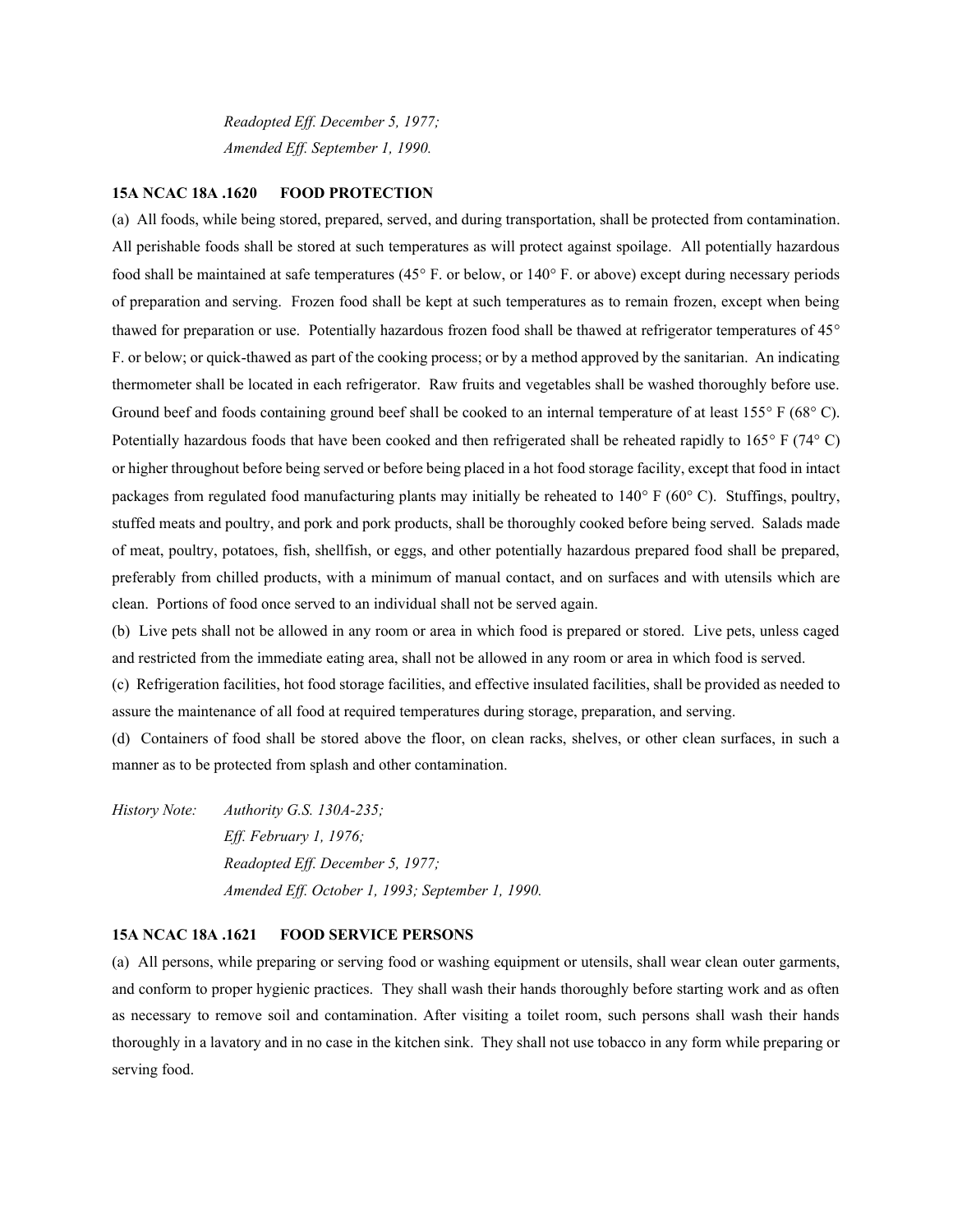*Readopted Eff. December 5, 1977;*
*Amended Eff. September 1, 1990.*

**15A NCAC 18A .1620 FOOD PROTECTION**

(a) All foods, while being stored, prepared, served, and during transportation, shall be protected from contamination. All perishable foods shall be stored at such temperatures as will protect against spoilage. All potentially hazardous food shall be maintained at safe temperatures (45° F. or below, or 140° F. or above) except during necessary periods of preparation and serving. Frozen food shall be kept at such temperatures as to remain frozen, except when being thawed for preparation or use. Potentially hazardous frozen food shall be thawed at refrigerator temperatures of 45° F. or below; or quick-thawed as part of the cooking process; or by a method approved by the sanitarian. An indicating thermometer shall be located in each refrigerator. Raw fruits and vegetables shall be washed thoroughly before use. Ground beef and foods containing ground beef shall be cooked to an internal temperature of at least 155° F (68° C). Potentially hazardous foods that have been cooked and then refrigerated shall be reheated rapidly to 165° F (74° C) or higher throughout before being served or before being placed in a hot food storage facility, except that food in intact packages from regulated food manufacturing plants may initially be reheated to 140° F (60° C). Stuffings, poultry, stuffed meats and poultry, and pork and pork products, shall be thoroughly cooked before being served. Salads made of meat, poultry, potatoes, fish, shellfish, or eggs, and other potentially hazardous prepared food shall be prepared, preferably from chilled products, with a minimum of manual contact, and on surfaces and with utensils which are clean. Portions of food once served to an individual shall not be served again.

(b) Live pets shall not be allowed in any room or area in which food is prepared or stored. Live pets, unless caged and restricted from the immediate eating area, shall not be allowed in any room or area in which food is served.

(c) Refrigeration facilities, hot food storage facilities, and effective insulated facilities, shall be provided as needed to assure the maintenance of all food at required temperatures during storage, preparation, and serving.

(d) Containers of food shall be stored above the floor, on clean racks, shelves, or other clean surfaces, in such a manner as to be protected from splash and other contamination.

*History Note: Authority G.S. 130A-235;*
*Eff. February 1, 1976;*
*Readopted Eff. December 5, 1977;*
*Amended Eff. October 1, 1993; September 1, 1990.*

**15A NCAC 18A .1621 FOOD SERVICE PERSONS**

(a) All persons, while preparing or serving food or washing equipment or utensils, shall wear clean outer garments, and conform to proper hygienic practices. They shall wash their hands thoroughly before starting work and as often as necessary to remove soil and contamination. After visiting a toilet room, such persons shall wash their hands thoroughly in a lavatory and in no case in the kitchen sink. They shall not use tobacco in any form while preparing or serving food.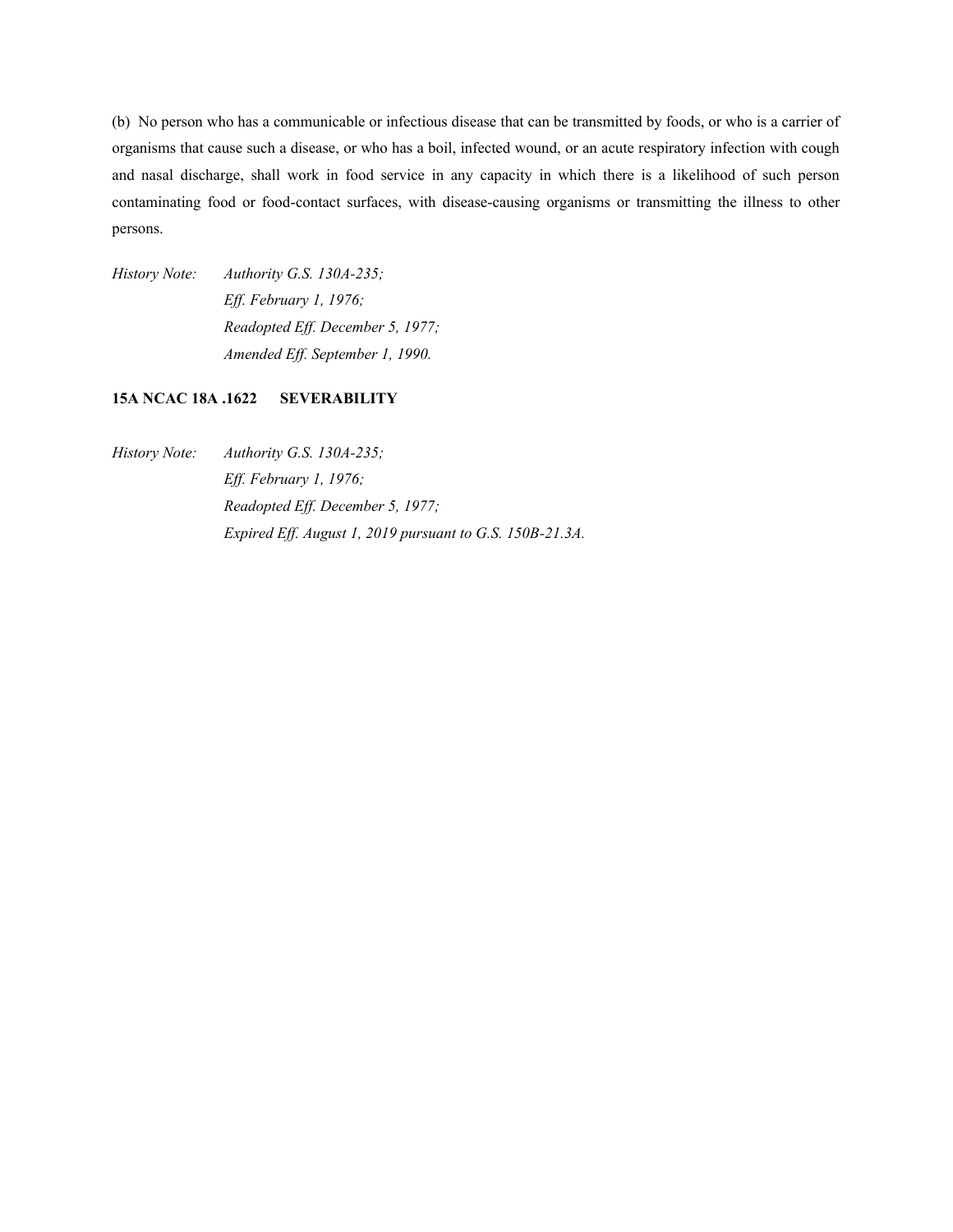(b) No person who has a communicable or infectious disease that can be transmitted by foods, or who is a carrier of organisms that cause such a disease, or who has a boil, infected wound, or an acute respiratory infection with cough and nasal discharge, shall work in food service in any capacity in which there is a likelihood of such person contaminating food or food-contact surfaces, with disease-causing organisms or transmitting the illness to other persons.

*History Note: Authority G.S. 130A-235;*
*Eff. February 1, 1976;*
*Readopted Eff. December 5, 1977;*
*Amended Eff. September 1, 1990.*

**15A NCAC 18A .1622 SEVERABILITY**

*History Note: Authority G.S. 130A-235;*
*Eff. February 1, 1976;*
*Readopted Eff. December 5, 1977;*
*Expired Eff. August 1, 2019 pursuant to G.S. 150B-21.3A.*